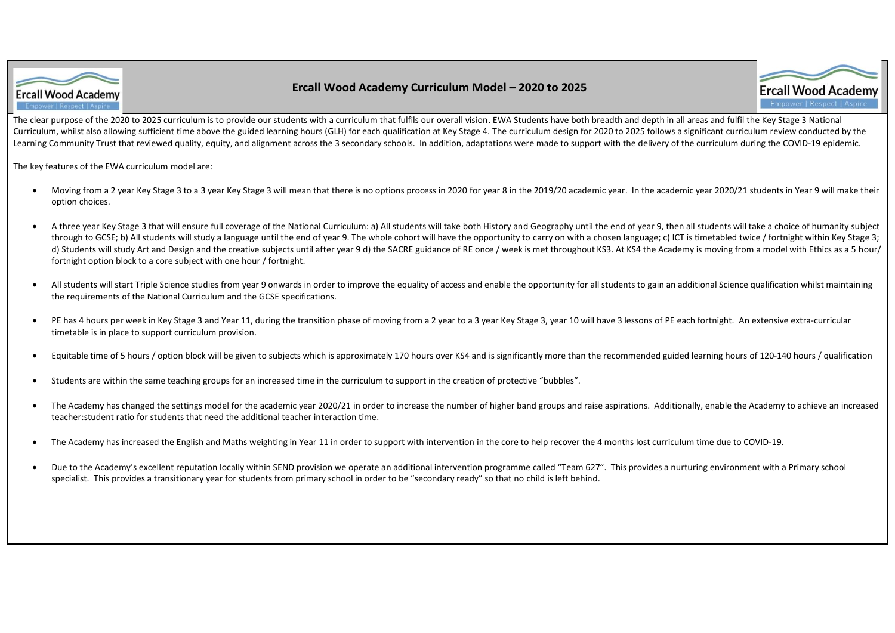# Ercall Wood Academy Curriculum Model – 2020 to 2025

The clear purpose of the 2020 to 2025 curriculum is to provide our students with a curriculum that fulfils our overall vision. EWA Students have both breadth and depth in all areas and fulfil the Key Stage 3 National Curriculum, whilst also allowing sufficient time above the guided learning hours (GLH) for each qualification at Key Stage 4. The curriculum design for 2020 to 2025 follows a significant curriculum review conducted by the Learning Community Trust that reviewed quality, equity, and alignment across the 3 secondary schools. In addition, adaptations were made to support with the delivery of the curriculum during the COVID-19 epidemic.

The key features of the EWA curriculum model are:

- Moving from a 2 year Key Stage 3 to a 3 year Key Stage 3 will mean that there is no options process in 2020 for year 8 in the 2019/20 academic year. In the academic year 2020/21 students in Year 9 will make their option choices.
- A three year Key Stage 3 that will ensure full coverage of the National Curriculum: a) All students will take both History and Geography until the end of year 9, then all students will take a choice of humanity subject through to GCSE; b) All students will study a language until the end of year 9. The whole cohort will have the opportunity to carry on with a chosen language; c) ICT is timetabled twice / fortnight within Key Stage 3; d) Students will study Art and Design and the creative subjects until after year 9 d) the SACRE guidance of RE once / week is met throughout KS3. At KS4 the Academy is moving from a model with Ethics as a 5 hour/ fortnight option block to a core subject with one hour / fortnight.
- All students will start Triple Science studies from year 9 onwards in order to improve the equality of access and enable the opportunity for all students to gain an additional Science qualification whilst maintaining the requirements of the National Curriculum and the GCSE specifications.
- PE has 4 hours per week in Key Stage 3 and Year 11, during the transition phase of moving from a 2 year to a 3 year Key Stage 3, year 10 will have 3 lessons of PE each fortnight. An extensive extra-curricular timetable is in place to support curriculum provision.
- Equitable time of 5 hours / option block will be given to subjects which is approximately 170 hours over KS4 and is significantly more than the recommended guided learning hours of 120-140 hours / qualification
- Students are within the same teaching groups for an increased time in the curriculum to support in the creation of protective "bubbles".
- The Academy has changed the settings model for the academic year 2020/21 in order to increase the number of higher band groups and raise aspirations. Additionally, enable the Academy to achieve an increased teacher:student ratio for students that need the additional teacher interaction time.
- The Academy has increased the English and Maths weighting in Year 11 in order to support with intervention in the core to help recover the 4 months lost curriculum time due to COVID-19.
- Due to the Academy's excellent reputation locally within SEND provision we operate an additional intervention programme called "Team 627". This provides a nurturing environment with a Primary school specialist. This provides a transitionary year for students from primary school in order to be "secondary ready" so that no child is left behind.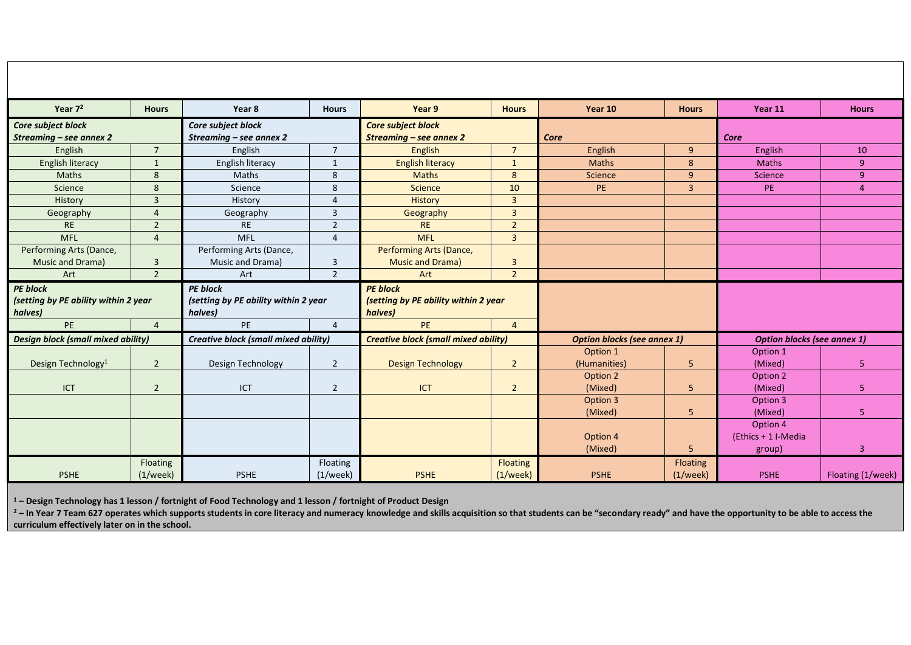| Year 7[2] | Hours | Year 8 | Hours | Year 9 | Hours | Year 10 | Hours | Year 11 | Hours |
|---|---|---|---|---|---|---|---|---|---|
| ***Core subject block Streaming – see annex 2*** | | ***Core subject block Streaming – see annex 2*** | | ***Core subject block Streaming – see annex 2*** | | ***Core*** | | ***Core*** | |
| English | 7 | English | 7 | English | 7 | English | 9 | English | 10 |
| English literacy | 1 | English literacy | 1 | English literacy | 1 | Maths | 8 | Maths | 9 |
| Maths | 8 | Maths | 8 | Maths | 8 | Science | 9 | Science | 9 |
| Science | 8 | Science | 8 | Science | 10 | PE | 3 | PE | 4 |
| History | 3 | History | 4 | History | 3 | | | | |
| Geography | 4 | Geography | 3 | Geography | 3 | | | | |
| RE | 2 | RE | 2 | RE | 2 | | | | |
| MFL | 4 | MFL | 4 | MFL | 3 | | | | |
| Performing Arts (Dance, Music and Drama) | 3 | Performing Arts (Dance, Music and Drama) | 3 | Performing Arts (Dance, Music and Drama) | 3 | | | | |
| Art | 2 | Art | 2 | Art | 2 | | | | |
| ***PE block (setting by PE ability within 2 year halves)*** | | ***PE block (setting by PE ability within 2 year halves)*** | | ***PE block (setting by PE ability within 2 year halves)*** | | | | | |
| PE | 4 | PE | 4 | PE | 4 | | | | |
| ***Design block (small mixed ability)*** | | ***Creative block (small mixed ability)*** | | ***Creative block (small mixed ability)*** | | ***Option blocks (see annex 1)*** | | ***Option blocks (see annex 1)*** | |
| Design Technology[1] | 2 | Design Technology | 2 | Design Technology | 2 | Option 1 (Humanities) | 5 | Option 1 (Mixed) | 5 |
| ICT | 2 | ICT | 2 | ICT | 2 | Option 2 (Mixed) | 5 | Option 2 (Mixed) | 5 |
| | | | | | | Option 3 (Mixed) | 5 | Option 3 (Mixed) | 5 |
| | | | | | | Option 4 (Mixed) | 5 | Option 4 (Ethics + 1 I-Media group) | 3 |
| PSHE | Floating (1/week) | PSHE | Floating (1/week) | PSHE | Floating (1/week) | PSHE | Floating (1/week) | PSHE | Floating (1/week) |

**[1] – Design Technology has 1 lesson / fortnight of Food Technology and 1 lesson / fortnight of Product Design**

**[2] – In Year 7 Team 627 operates which supports students in core literacy and numeracy knowledge and skills acquisition so that students can be "secondary ready" and have the opportunity to be able to access the curriculum effectively later on in the school.**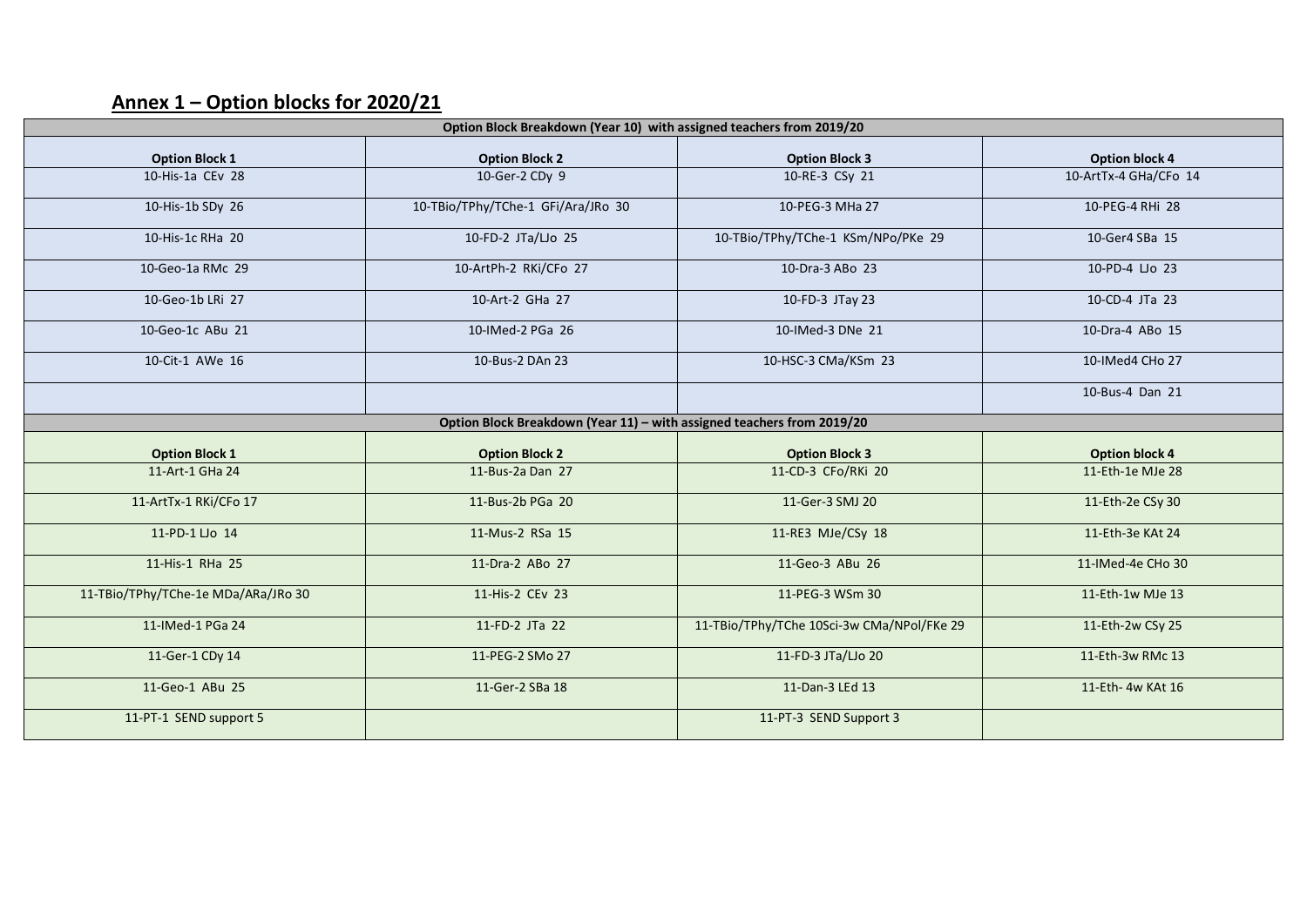## Annex 1 – Option blocks for 2020/21

| Option Block Breakdown (Year 10) with assigned teachers from 2019/20 | | | |
|---|---|---|---|
| **Option Block 1** | **Option Block 2** | **Option Block 3** | **Option block 4** |
| 10-His-1a CEv 28 | 10-Ger-2 CDy 9 | 10-RE-3 CSy 21 | 10-ArtTx-4 GHa/CFo 14 |
| 10-His-1b SDy 26 | 10-TBio/TPhy/TChe-1 GFi/Ara/JRo 30 | 10-PEG-3 MHa 27 | 10-PEG-4 RHi 28 |
| 10-His-1c RHa 20 | 10-FD-2 JTa/LJo 25 | 10-TBio/TPhy/TChe-1 KSm/NPo/PKe 29 | 10-Ger4 SBa 15 |
| 10-Geo-1a RMc 29 | 10-ArtPh-2 RKi/CFo 27 | 10-Dra-3 ABo 23 | 10-PD-4 LJo 23 |
| 10-Geo-1b LRi 27 | 10-Art-2 GHa 27 | 10-FD-3 JTay 23 | 10-CD-4 JTa 23 |
| 10-Geo-1c ABu 21 | 10-IMed-2 PGa 26 | 10-IMed-3 DNe 21 | 10-Dra-4 ABo 15 |
| 10-Cit-1 AWe 16 | 10-Bus-2 DAn 23 | 10-HSC-3 CMa/KSm 23 | 10-IMed4 CHo 27 |
| | | | 10-Bus-4 Dan 21 |

| Option Block Breakdown (Year 11) – with assigned teachers from 2019/20 | | | |
|---|---|---|---|
| **Option Block 1** | **Option Block 2** | **Option Block 3** | **Option Block 4** |
| 11-Art-1 GHa 24 | 11-Bus-2a Dan 27 | 11-CD-3 CFo/RKi 20 | 11-Eth-1e MJe 28 |
| 11-ArtTx-1 RKi/CFo 17 | 11-Bus-2b PGa 20 | 11-Ger-3 SMJ 20 | 11-Eth-2e CSy 30 |
| 11-PD-1 LJo 14 | 11-Mus-2 RSa 15 | 11-RE3 MJe/CSy 18 | 11-Eth-3e KAt 24 |
| 11-His-1 RHa 25 | 11-Dra-2 ABo 27 | 11-Geo-3 ABu 26 | 11-IMed-4e CHo 30 |
| 11-TBio/TPhy/TChe-1e MDa/ARa/JRo 30 | 11-His-2 CEv 23 | 11-PEG-3 WSm 30 | 11-Eth-1w MJe 13 |
| 11-IMed-1 PGa 24 | 11-FD-2 JTa 22 | 11-TBio/TPhy/TChe 10Sci-3w CMa/NPol/FKe 29 | 11-Eth-2w CSy 25 |
| 11-Ger-1 CDy 14 | 11-PEG-2 SMo 27 | 11-FD-3 JTa/LJo 20 | 11-Eth-3w RMc 13 |
| 11-Geo-1 ABu 25 | 11-Ger-2 SBa 18 | 11-Dan-3 LEd 13 | 11-Eth- 4w KAt 16 |
| 11-PT-1 SEND support 5 | | 11-PT-3 SEND Support 3 | |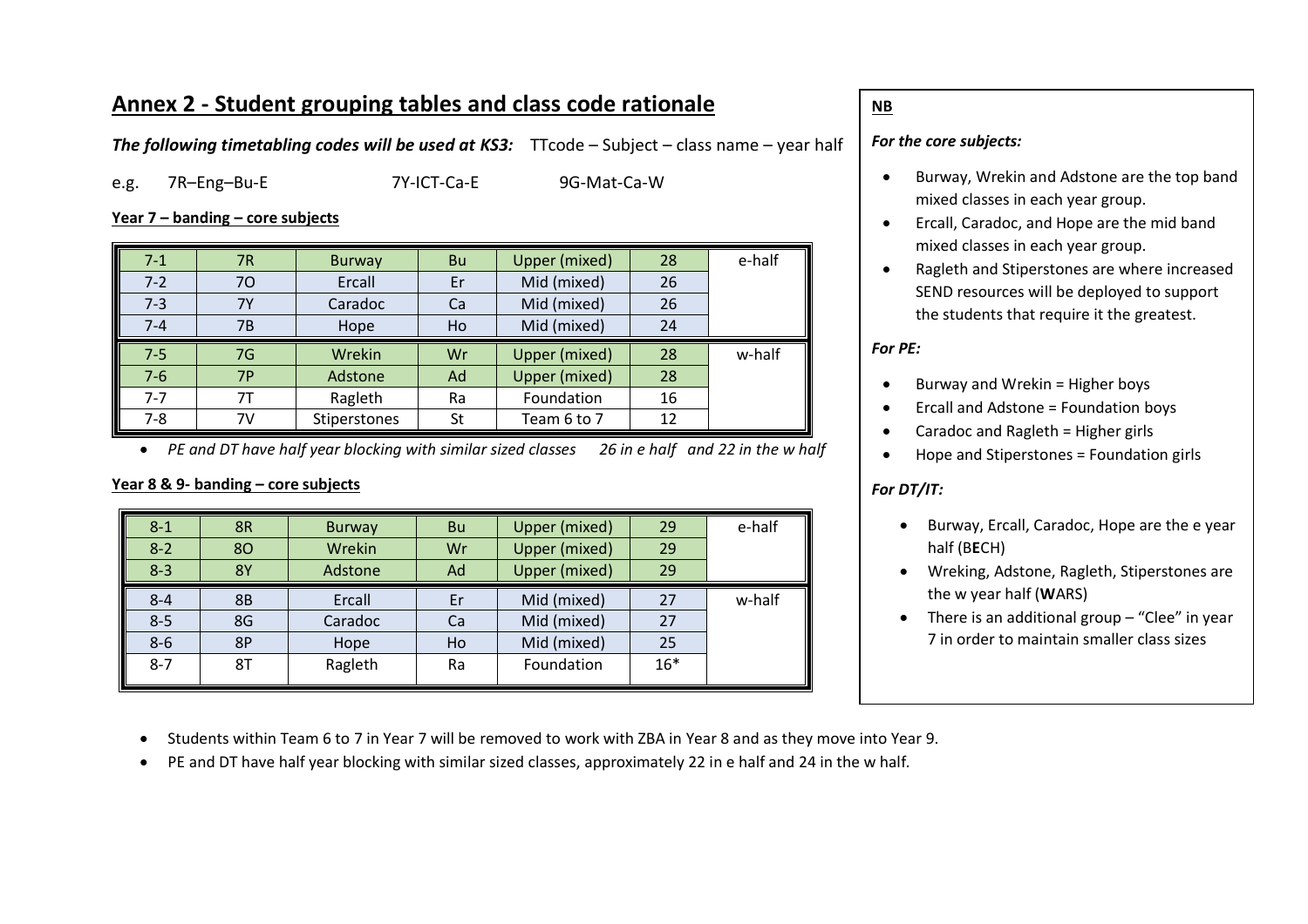## Annex 2 - Student grouping tables and class code rationale

***The following timetabling codes will be used at KS3:*** TTcode – Subject – class name – year half

e.g. 7R–Eng–Bu-E 7Y-ICT-Ca-E 9G-Mat-Ca-W

**Year 7 – banding – core subjects**

| | | | | | | |
|---|---|---|---|---|---|---|
| 7-1 | 7R | Burway | Bu | Upper (mixed) | 28 | e-half |
| 7-2 | 7O | Ercall | Er | Mid (mixed) | 26 | |
| 7-3 | 7Y | Caradoc | Ca | Mid (mixed) | 26 | |
| 7-4 | 7B | Hope | Ho | Mid (mixed) | 24 | |
| 7-5 | 7G | Wrekin | Wr | Upper (mixed) | 28 | w-half |
| 7-6 | 7P | Adstone | Ad | Upper (mixed) | 28 | |
| 7-7 | 7T | Ragleth | Ra | Foundation | 16 | |
| 7-8 | 7V | Stiperstones | St | Team 6 to 7 | 12 | |

- *PE and DT have half year blocking with similar sized classes 26 in e half and 22 in the w half*

**Year 8 & 9- banding – core subjects**

| | | | | | | |
|---|---|---|---|---|---|---|
| 8-1 | 8R | Burway | Bu | Upper (mixed) | 29 | e-half |
| 8-2 | 8O | Wrekin | Wr | Upper (mixed) | 29 | |
| 8-3 | 8Y | Adstone | Ad | Upper (mixed) | 29 | |
| 8-4 | 8B | Ercall | Er | Mid (mixed) | 27 | w-half |
| 8-5 | 8G | Caradoc | Ca | Mid (mixed) | 27 | |
| 8-6 | 8P | Hope | Ho | Mid (mixed) | 25 | |
| 8-7 | 8T | Ragleth | Ra | Foundation | 16* | |

- Students within Team 6 to 7 in Year 7 will be removed to work with ZBA in Year 8 and as they move into Year 9.
- PE and DT have half year blocking with similar sized classes, approximately 22 in e half and 24 in the w half.

**NB**

***For the core subjects:***

- Burway, Wrekin and Adstone are the top band mixed classes in each year group.
- Ercall, Caradoc, and Hope are the mid band mixed classes in each year group.
- Ragleth and Stiperstones are where increased SEND resources will be deployed to support the students that require it the greatest.

***For PE:***

- Burway and Wrekin = Higher boys
- Ercall and Adstone = Foundation boys
- Caradoc and Ragleth = Higher girls
- Hope and Stiperstones = Foundation girls

***For DT/IT:***

- Burway, Ercall, Caradoc, Hope are the e year half (B**E**CH)
- Wreking, Adstone, Ragleth, Stiperstones are the w year half (**W**ARS)
- There is an additional group – "Clee" in year 7 in order to maintain smaller class sizes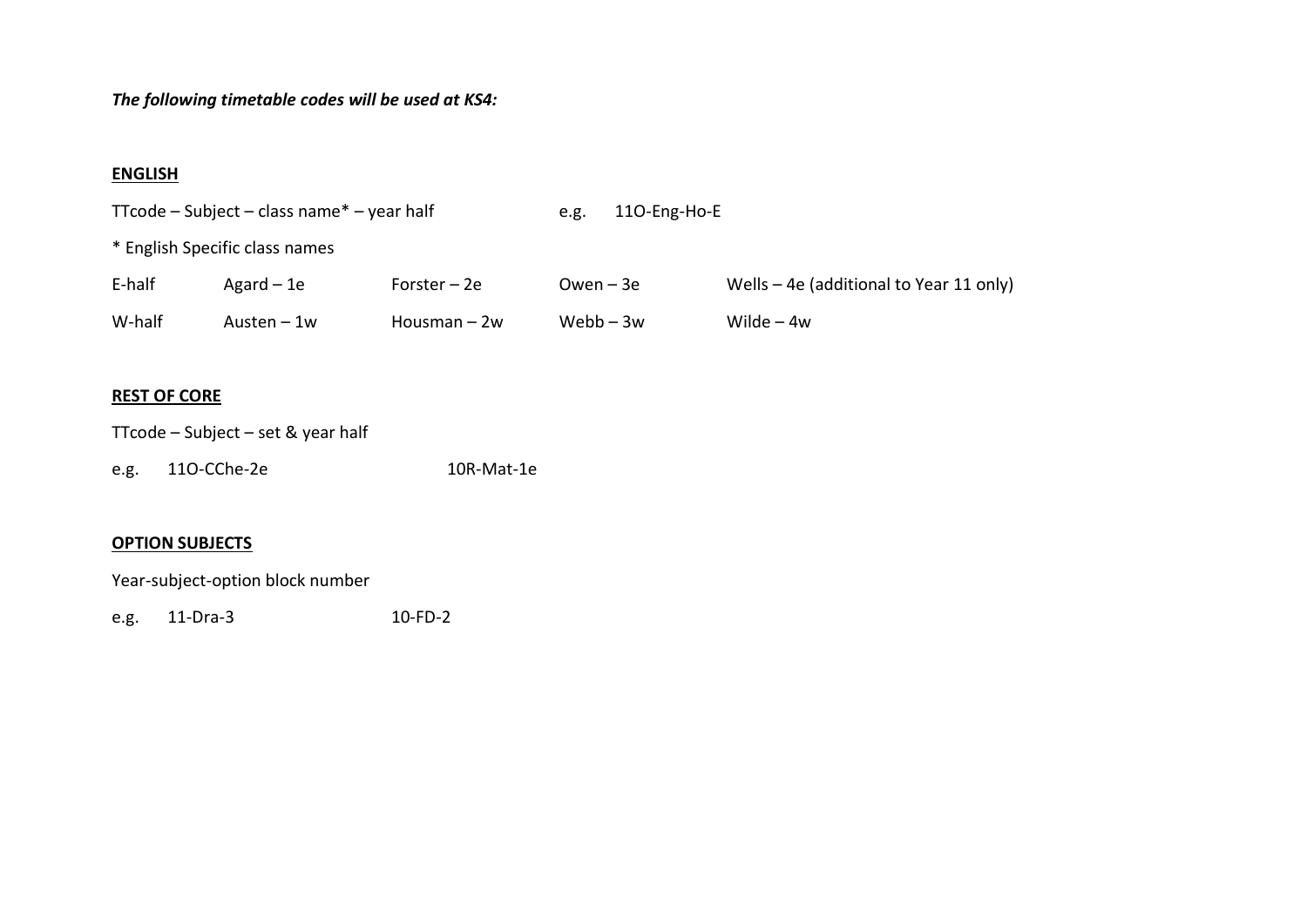***The following timetable codes will be used at KS4:***

**ENGLISH**

TTcode – Subject – class name* – year half e.g. 11O-Eng-Ho-E

* English Specific class names

| | | | | |
|---|---|---|---|---|
| E-half | Agard – 1e | Forster – 2e | Owen – 3e | Wells – 4e (additional to Year 11 only) |
| W-half | Austen – 1w | Housman – 2w | Webb – 3w | Wilde – 4w |

**REST OF CORE**

TTcode – Subject – set & year half

e.g. 11O-CChe-2e 10R-Mat-1e

**OPTION SUBJECTS**

Year-subject-option block number

e.g. 11-Dra-3 10-FD-2